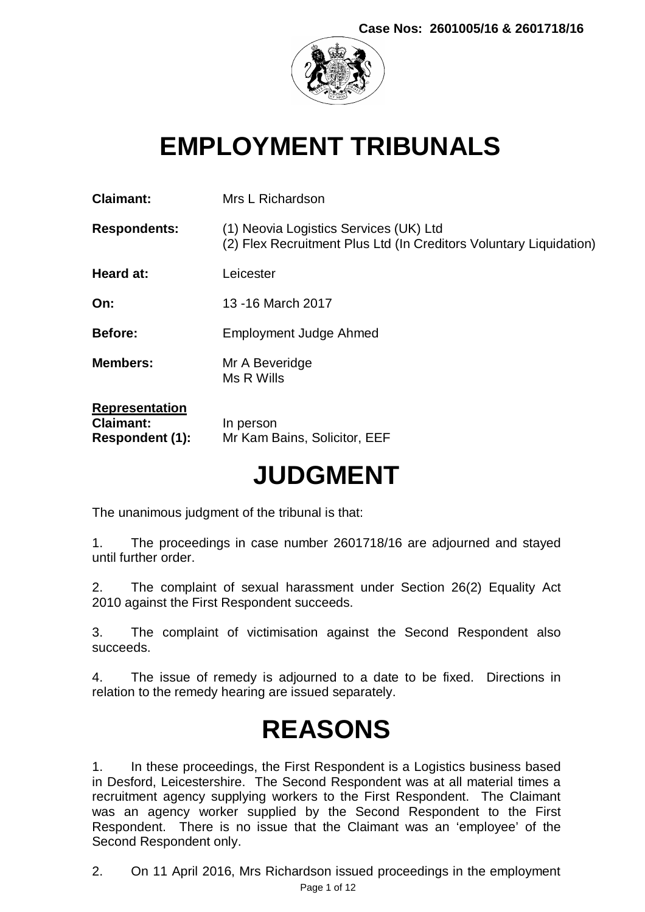**Case Nos: 2601005/16 & 2601718/16**

# EMPLOYMENT TRIBUNALS

**Claimant:** Mrs L Richardson

**Respondents:** (1) Neovia Logistics Services (UK) Ltd
(2) Flex Recruitment Plus Ltd (In Creditors Voluntary Liquidation)

**Heard at:** Leicester

**On:** 13 -16 March 2017

**Before:** Employment Judge Ahmed

**Members:** Mr A Beveridge
Ms R Wills

**Representation**
**Claimant:** In person
**Respondent (1):** Mr Kam Bains, Solicitor, EEF

# JUDGMENT

The unanimous judgment of the tribunal is that:

1. The proceedings in case number 2601718/16 are adjourned and stayed until further order.

2. The complaint of sexual harassment under Section 26(2) Equality Act 2010 against the First Respondent succeeds.

3. The complaint of victimisation against the Second Respondent also succeeds.

4. The issue of remedy is adjourned to a date to be fixed. Directions in relation to the remedy hearing are issued separately.

# REASONS

1. In these proceedings, the First Respondent is a Logistics business based in Desford, Leicestershire. The Second Respondent was at all material times a recruitment agency supplying workers to the First Respondent. The Claimant was an agency worker supplied by the Second Respondent to the First Respondent. There is no issue that the Claimant was an 'employee' of the Second Respondent only.

2. On 11 April 2016, Mrs Richardson issued proceedings in the employment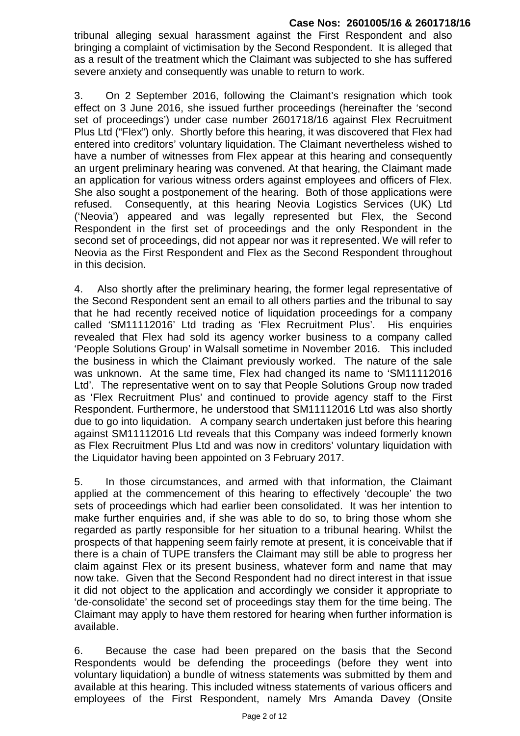tribunal alleging sexual harassment against the First Respondent and also bringing a complaint of victimisation by the Second Respondent. It is alleged that as a result of the treatment which the Claimant was subjected to she has suffered severe anxiety and consequently was unable to return to work.

3. On 2 September 2016, following the Claimant's resignation which took effect on 3 June 2016, she issued further proceedings (hereinafter the 'second set of proceedings') under case number 2601718/16 against Flex Recruitment Plus Ltd ("Flex") only. Shortly before this hearing, it was discovered that Flex had entered into creditors' voluntary liquidation. The Claimant nevertheless wished to have a number of witnesses from Flex appear at this hearing and consequently an urgent preliminary hearing was convened. At that hearing, the Claimant made an application for various witness orders against employees and officers of Flex. She also sought a postponement of the hearing. Both of those applications were refused. Consequently, at this hearing Neovia Logistics Services (UK) Ltd ('Neovia') appeared and was legally represented but Flex, the Second Respondent in the first set of proceedings and the only Respondent in the second set of proceedings, did not appear nor was it represented. We will refer to Neovia as the First Respondent and Flex as the Second Respondent throughout in this decision.

4. Also shortly after the preliminary hearing, the former legal representative of the Second Respondent sent an email to all others parties and the tribunal to say that he had recently received notice of liquidation proceedings for a company called 'SM11112016' Ltd trading as 'Flex Recruitment Plus'. His enquiries revealed that Flex had sold its agency worker business to a company called 'People Solutions Group' in Walsall sometime in November 2016. This included the business in which the Claimant previously worked. The nature of the sale was unknown. At the same time, Flex had changed its name to 'SM11112016 Ltd'. The representative went on to say that People Solutions Group now traded as 'Flex Recruitment Plus' and continued to provide agency staff to the First Respondent. Furthermore, he understood that SM11112016 Ltd was also shortly due to go into liquidation. A company search undertaken just before this hearing against SM11112016 Ltd reveals that this Company was indeed formerly known as Flex Recruitment Plus Ltd and was now in creditors' voluntary liquidation with the Liquidator having been appointed on 3 February 2017.

5. In those circumstances, and armed with that information, the Claimant applied at the commencement of this hearing to effectively 'decouple' the two sets of proceedings which had earlier been consolidated. It was her intention to make further enquiries and, if she was able to do so, to bring those whom she regarded as partly responsible for her situation to a tribunal hearing. Whilst the prospects of that happening seem fairly remote at present, it is conceivable that if there is a chain of TUPE transfers the Claimant may still be able to progress her claim against Flex or its present business, whatever form and name that may now take. Given that the Second Respondent had no direct interest in that issue it did not object to the application and accordingly we consider it appropriate to 'de-consolidate' the second set of proceedings stay them for the time being. The Claimant may apply to have them restored for hearing when further information is available.

6. Because the case had been prepared on the basis that the Second Respondents would be defending the proceedings (before they went into voluntary liquidation) a bundle of witness statements was submitted by them and available at this hearing. This included witness statements of various officers and employees of the First Respondent, namely Mrs Amanda Davey (Onsite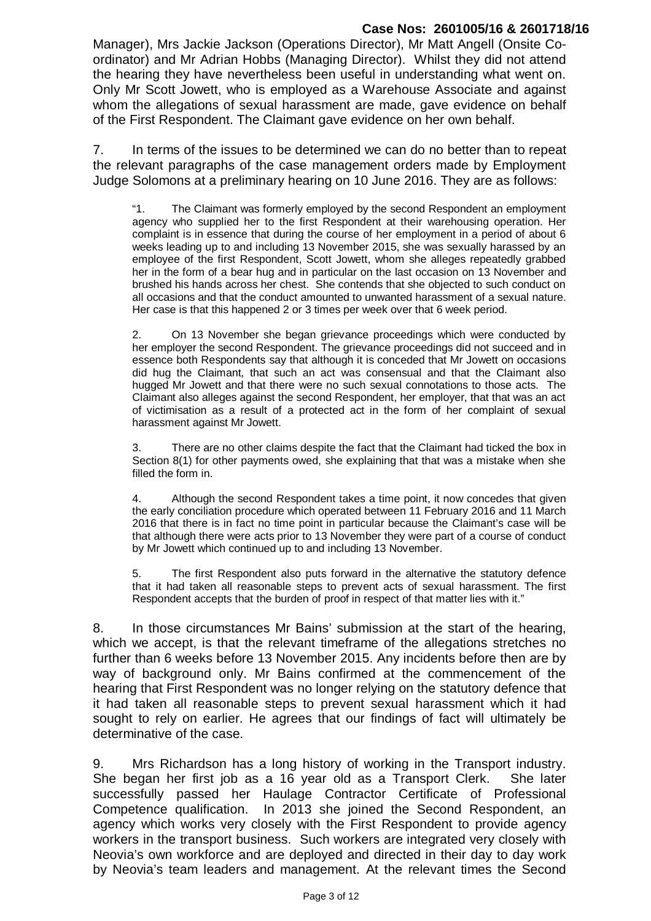Manager), Mrs Jackie Jackson (Operations Director), Mr Matt Angell (Onsite Co-ordinator) and Mr Adrian Hobbs (Managing Director). Whilst they did not attend the hearing they have nevertheless been useful in understanding what went on. Only Mr Scott Jowett, who is employed as a Warehouse Associate and against whom the allegations of sexual harassment are made, gave evidence on behalf of the First Respondent. The Claimant gave evidence on her own behalf.

7. In terms of the issues to be determined we can do no better than to repeat the relevant paragraphs of the case management orders made by Employment Judge Solomons at a preliminary hearing on 10 June 2016. They are as follows:

> "1. The Claimant was formerly employed by the second Respondent an employment agency who supplied her to the first Respondent at their warehousing operation. Her complaint is in essence that during the course of her employment in a period of about 6 weeks leading up to and including 13 November 2015, she was sexually harassed by an employee of the first Respondent, Scott Jowett, whom she alleges repeatedly grabbed her in the form of a bear hug and in particular on the last occasion on 13 November and brushed his hands across her chest. She contends that she objected to such conduct on all occasions and that the conduct amounted to unwanted harassment of a sexual nature. Her case is that this happened 2 or 3 times per week over that 6 week period.
>
> 2. On 13 November she began grievance proceedings which were conducted by her employer the second Respondent. The grievance proceedings did not succeed and in essence both Respondents say that although it is conceded that Mr Jowett on occasions did hug the Claimant, that such an act was consensual and that the Claimant also hugged Mr Jowett and that there were no such sexual connotations to those acts. The Claimant also alleges against the second Respondent, her employer, that that was an act of victimisation as a result of a protected act in the form of her complaint of sexual harassment against Mr Jowett.
>
> 3. There are no other claims despite the fact that the Claimant had ticked the box in Section 8(1) for other payments owed, she explaining that that was a mistake when she filled the form in.
>
> 4. Although the second Respondent takes a time point, it now concedes that given the early conciliation procedure which operated between 11 February 2016 and 11 March 2016 that there is in fact no time point in particular because the Claimant's case will be that although there were acts prior to 13 November they were part of a course of conduct by Mr Jowett which continued up to and including 13 November.
>
> 5. The first Respondent also puts forward in the alternative the statutory defence that it had taken all reasonable steps to prevent acts of sexual harassment. The first Respondent accepts that the burden of proof in respect of that matter lies with it."

8. In those circumstances Mr Bains' submission at the start of the hearing, which we accept, is that the relevant timeframe of the allegations stretches no further than 6 weeks before 13 November 2015. Any incidents before then are by way of background only. Mr Bains confirmed at the commencement of the hearing that First Respondent was no longer relying on the statutory defence that it had taken all reasonable steps to prevent sexual harassment which it had sought to rely on earlier. He agrees that our findings of fact will ultimately be determinative of the case.

9. Mrs Richardson has a long history of working in the Transport industry. She began her first job as a 16 year old as a Transport Clerk. She later successfully passed her Haulage Contractor Certificate of Professional Competence qualification. In 2013 she joined the Second Respondent, an agency which works very closely with the First Respondent to provide agency workers in the transport business. Such workers are integrated very closely with Neovia's own workforce and are deployed and directed in their day to day work by Neovia's team leaders and management. At the relevant times the Second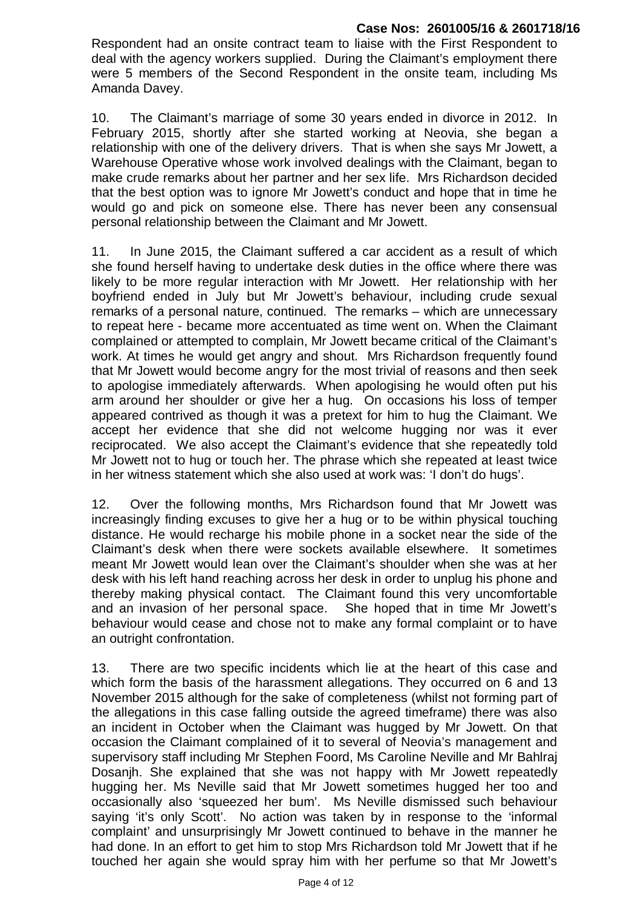Respondent had an onsite contract team to liaise with the First Respondent to deal with the agency workers supplied. During the Claimant's employment there were 5 members of the Second Respondent in the onsite team, including Ms Amanda Davey.

10. The Claimant's marriage of some 30 years ended in divorce in 2012. In February 2015, shortly after she started working at Neovia, she began a relationship with one of the delivery drivers. That is when she says Mr Jowett, a Warehouse Operative whose work involved dealings with the Claimant, began to make crude remarks about her partner and her sex life. Mrs Richardson decided that the best option was to ignore Mr Jowett's conduct and hope that in time he would go and pick on someone else. There has never been any consensual personal relationship between the Claimant and Mr Jowett.

11. In June 2015, the Claimant suffered a car accident as a result of which she found herself having to undertake desk duties in the office where there was likely to be more regular interaction with Mr Jowett. Her relationship with her boyfriend ended in July but Mr Jowett's behaviour, including crude sexual remarks of a personal nature, continued. The remarks – which are unnecessary to repeat here - became more accentuated as time went on. When the Claimant complained or attempted to complain, Mr Jowett became critical of the Claimant's work. At times he would get angry and shout. Mrs Richardson frequently found that Mr Jowett would become angry for the most trivial of reasons and then seek to apologise immediately afterwards. When apologising he would often put his arm around her shoulder or give her a hug. On occasions his loss of temper appeared contrived as though it was a pretext for him to hug the Claimant. We accept her evidence that she did not welcome hugging nor was it ever reciprocated. We also accept the Claimant's evidence that she repeatedly told Mr Jowett not to hug or touch her. The phrase which she repeated at least twice in her witness statement which she also used at work was: 'I don't do hugs'.

12. Over the following months, Mrs Richardson found that Mr Jowett was increasingly finding excuses to give her a hug or to be within physical touching distance. He would recharge his mobile phone in a socket near the side of the Claimant's desk when there were sockets available elsewhere. It sometimes meant Mr Jowett would lean over the Claimant's shoulder when she was at her desk with his left hand reaching across her desk in order to unplug his phone and thereby making physical contact. The Claimant found this very uncomfortable and an invasion of her personal space. She hoped that in time Mr Jowett's behaviour would cease and chose not to make any formal complaint or to have an outright confrontation.

13. There are two specific incidents which lie at the heart of this case and which form the basis of the harassment allegations. They occurred on 6 and 13 November 2015 although for the sake of completeness (whilst not forming part of the allegations in this case falling outside the agreed timeframe) there was also an incident in October when the Claimant was hugged by Mr Jowett. On that occasion the Claimant complained of it to several of Neovia's management and supervisory staff including Mr Stephen Foord, Ms Caroline Neville and Mr Bahlraj Dosanjh. She explained that she was not happy with Mr Jowett repeatedly hugging her. Ms Neville said that Mr Jowett sometimes hugged her too and occasionally also 'squeezed her bum'. Ms Neville dismissed such behaviour saying 'it's only Scott'. No action was taken by in response to the 'informal complaint' and unsurprisingly Mr Jowett continued to behave in the manner he had done. In an effort to get him to stop Mrs Richardson told Mr Jowett that if he touched her again she would spray him with her perfume so that Mr Jowett's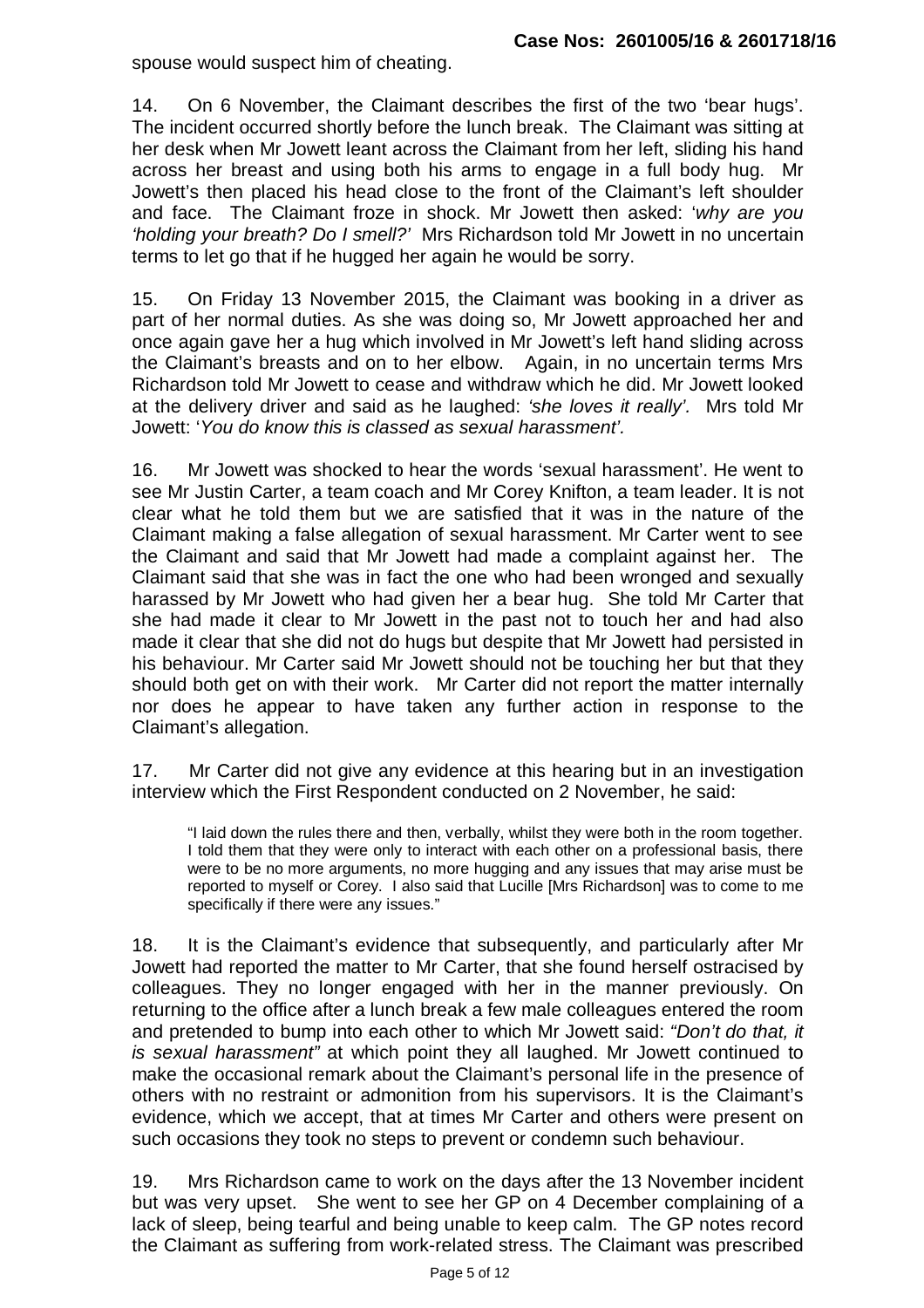spouse would suspect him of cheating.

14. On 6 November, the Claimant describes the first of the two 'bear hugs'. The incident occurred shortly before the lunch break. The Claimant was sitting at her desk when Mr Jowett leant across the Claimant from her left, sliding his hand across her breast and using both his arms to engage in a full body hug. Mr Jowett's then placed his head close to the front of the Claimant's left shoulder and face. The Claimant froze in shock. Mr Jowett then asked: '*why are you 'holding your breath? Do I smell?'* Mrs Richardson told Mr Jowett in no uncertain terms to let go that if he hugged her again he would be sorry.

15. On Friday 13 November 2015, the Claimant was booking in a driver as part of her normal duties. As she was doing so, Mr Jowett approached her and once again gave her a hug which involved in Mr Jowett's left hand sliding across the Claimant's breasts and on to her elbow. Again, in no uncertain terms Mrs Richardson told Mr Jowett to cease and withdraw which he did. Mr Jowett looked at the delivery driver and said as he laughed: *'she loves it really'.* Mrs told Mr Jowett: '*You do know this is classed as sexual harassment'.*

16. Mr Jowett was shocked to hear the words 'sexual harassment'. He went to see Mr Justin Carter, a team coach and Mr Corey Knifton, a team leader. It is not clear what he told them but we are satisfied that it was in the nature of the Claimant making a false allegation of sexual harassment. Mr Carter went to see the Claimant and said that Mr Jowett had made a complaint against her. The Claimant said that she was in fact the one who had been wronged and sexually harassed by Mr Jowett who had given her a bear hug. She told Mr Carter that she had made it clear to Mr Jowett in the past not to touch her and had also made it clear that she did not do hugs but despite that Mr Jowett had persisted in his behaviour. Mr Carter said Mr Jowett should not be touching her but that they should both get on with their work. Mr Carter did not report the matter internally nor does he appear to have taken any further action in response to the Claimant's allegation.

17. Mr Carter did not give any evidence at this hearing but in an investigation interview which the First Respondent conducted on 2 November, he said:

> "I laid down the rules there and then, verbally, whilst they were both in the room together. I told them that they were only to interact with each other on a professional basis, there were to be no more arguments, no more hugging and any issues that may arise must be reported to myself or Corey. I also said that Lucille [Mrs Richardson] was to come to me specifically if there were any issues."

18. It is the Claimant's evidence that subsequently, and particularly after Mr Jowett had reported the matter to Mr Carter, that she found herself ostracised by colleagues. They no longer engaged with her in the manner previously. On returning to the office after a lunch break a few male colleagues entered the room and pretended to bump into each other to which Mr Jowett said: *"Don't do that, it is sexual harassment"* at which point they all laughed. Mr Jowett continued to make the occasional remark about the Claimant's personal life in the presence of others with no restraint or admonition from his supervisors. It is the Claimant's evidence, which we accept, that at times Mr Carter and others were present on such occasions they took no steps to prevent or condemn such behaviour.

19. Mrs Richardson came to work on the days after the 13 November incident but was very upset. She went to see her GP on 4 December complaining of a lack of sleep, being tearful and being unable to keep calm. The GP notes record the Claimant as suffering from work-related stress. The Claimant was prescribed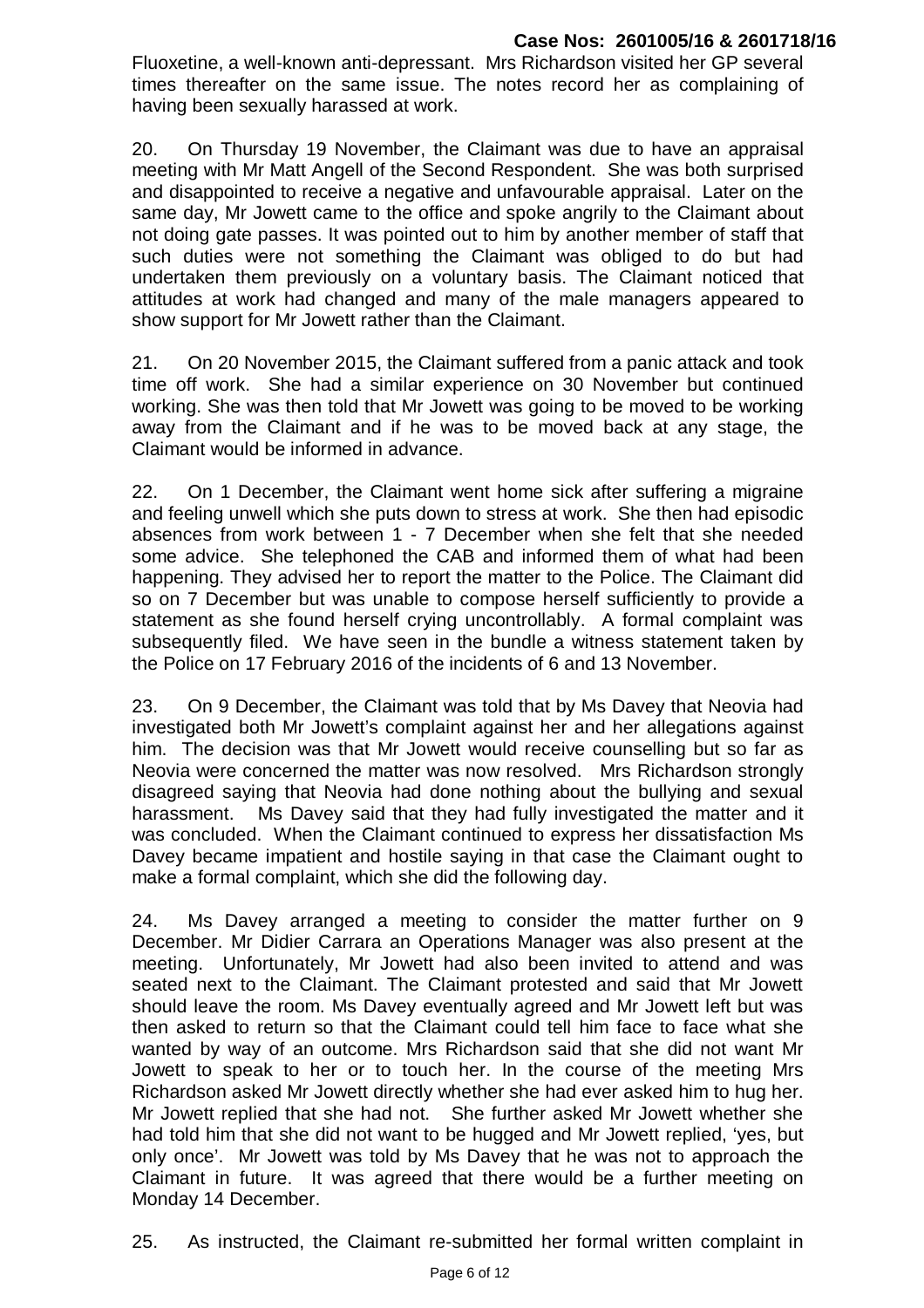Fluoxetine, a well-known anti-depressant. Mrs Richardson visited her GP several times thereafter on the same issue. The notes record her as complaining of having been sexually harassed at work.

20. On Thursday 19 November, the Claimant was due to have an appraisal meeting with Mr Matt Angell of the Second Respondent. She was both surprised and disappointed to receive a negative and unfavourable appraisal. Later on the same day, Mr Jowett came to the office and spoke angrily to the Claimant about not doing gate passes. It was pointed out to him by another member of staff that such duties were not something the Claimant was obliged to do but had undertaken them previously on a voluntary basis. The Claimant noticed that attitudes at work had changed and many of the male managers appeared to show support for Mr Jowett rather than the Claimant.

21. On 20 November 2015, the Claimant suffered from a panic attack and took time off work. She had a similar experience on 30 November but continued working. She was then told that Mr Jowett was going to be moved to be working away from the Claimant and if he was to be moved back at any stage, the Claimant would be informed in advance.

22. On 1 December, the Claimant went home sick after suffering a migraine and feeling unwell which she puts down to stress at work. She then had episodic absences from work between 1 - 7 December when she felt that she needed some advice. She telephoned the CAB and informed them of what had been happening. They advised her to report the matter to the Police. The Claimant did so on 7 December but was unable to compose herself sufficiently to provide a statement as she found herself crying uncontrollably. A formal complaint was subsequently filed. We have seen in the bundle a witness statement taken by the Police on 17 February 2016 of the incidents of 6 and 13 November.

23. On 9 December, the Claimant was told that by Ms Davey that Neovia had investigated both Mr Jowett's complaint against her and her allegations against him. The decision was that Mr Jowett would receive counselling but so far as Neovia were concerned the matter was now resolved. Mrs Richardson strongly disagreed saying that Neovia had done nothing about the bullying and sexual harassment. Ms Davey said that they had fully investigated the matter and it was concluded. When the Claimant continued to express her dissatisfaction Ms Davey became impatient and hostile saying in that case the Claimant ought to make a formal complaint, which she did the following day.

24. Ms Davey arranged a meeting to consider the matter further on 9 December. Mr Didier Carrara an Operations Manager was also present at the meeting. Unfortunately, Mr Jowett had also been invited to attend and was seated next to the Claimant. The Claimant protested and said that Mr Jowett should leave the room. Ms Davey eventually agreed and Mr Jowett left but was then asked to return so that the Claimant could tell him face to face what she wanted by way of an outcome. Mrs Richardson said that she did not want Mr Jowett to speak to her or to touch her. In the course of the meeting Mrs Richardson asked Mr Jowett directly whether she had ever asked him to hug her. Mr Jowett replied that she had not. She further asked Mr Jowett whether she had told him that she did not want to be hugged and Mr Jowett replied, 'yes, but only once'. Mr Jowett was told by Ms Davey that he was not to approach the Claimant in future. It was agreed that there would be a further meeting on Monday 14 December.

25. As instructed, the Claimant re-submitted her formal written complaint in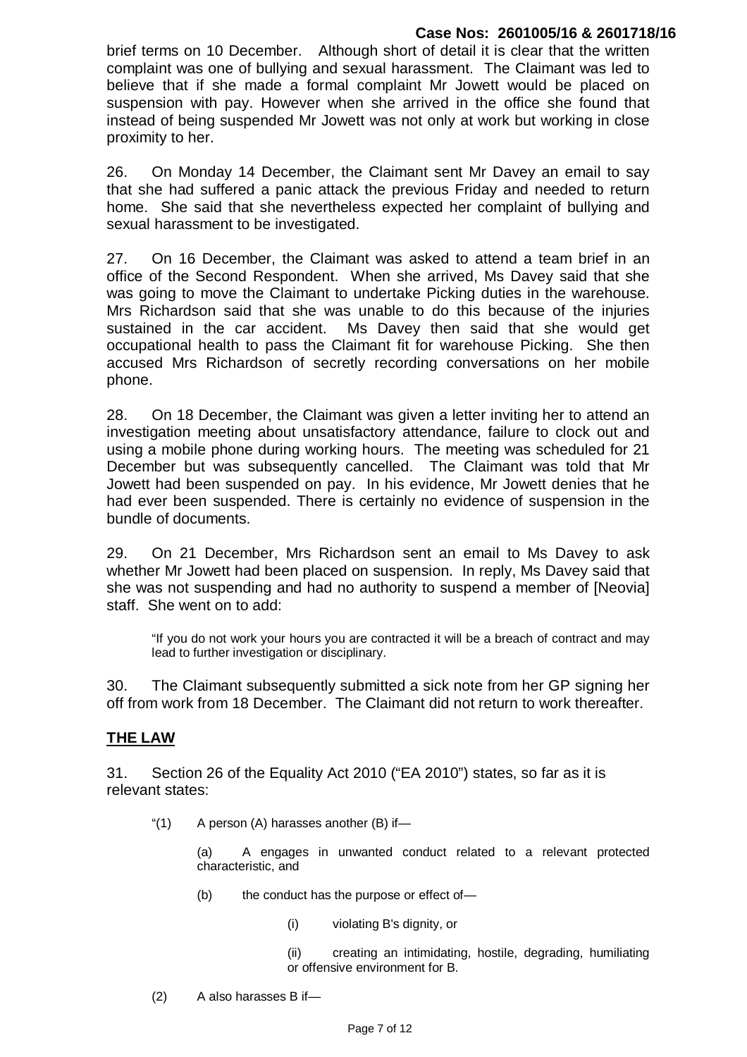brief terms on 10 December. Although short of detail it is clear that the written complaint was one of bullying and sexual harassment. The Claimant was led to believe that if she made a formal complaint Mr Jowett would be placed on suspension with pay. However when she arrived in the office she found that instead of being suspended Mr Jowett was not only at work but working in close proximity to her.

26. On Monday 14 December, the Claimant sent Mr Davey an email to say that she had suffered a panic attack the previous Friday and needed to return home. She said that she nevertheless expected her complaint of bullying and sexual harassment to be investigated.

27. On 16 December, the Claimant was asked to attend a team brief in an office of the Second Respondent. When she arrived, Ms Davey said that she was going to move the Claimant to undertake Picking duties in the warehouse. Mrs Richardson said that she was unable to do this because of the injuries sustained in the car accident. Ms Davey then said that she would get occupational health to pass the Claimant fit for warehouse Picking. She then accused Mrs Richardson of secretly recording conversations on her mobile phone.

28. On 18 December, the Claimant was given a letter inviting her to attend an investigation meeting about unsatisfactory attendance, failure to clock out and using a mobile phone during working hours. The meeting was scheduled for 21 December but was subsequently cancelled. The Claimant was told that Mr Jowett had been suspended on pay. In his evidence, Mr Jowett denies that he had ever been suspended. There is certainly no evidence of suspension in the bundle of documents.

29. On 21 December, Mrs Richardson sent an email to Ms Davey to ask whether Mr Jowett had been placed on suspension. In reply, Ms Davey said that she was not suspending and had no authority to suspend a member of [Neovia] staff. She went on to add:

> "If you do not work your hours you are contracted it will be a breach of contract and may lead to further investigation or disciplinary.

30. The Claimant subsequently submitted a sick note from her GP signing her off from work from 18 December. The Claimant did not return to work thereafter.

## THE LAW

31. Section 26 of the Equality Act 2010 ("EA 2010") states, so far as it is relevant states:

> "(1) A person (A) harasses another (B) if—
>
> (a) A engages in unwanted conduct related to a relevant protected characteristic, and
>
> (b) the conduct has the purpose or effect of—
>
> (i) violating B's dignity, or
>
> (ii) creating an intimidating, hostile, degrading, humiliating or offensive environment for B.
>
> (2) A also harasses B if—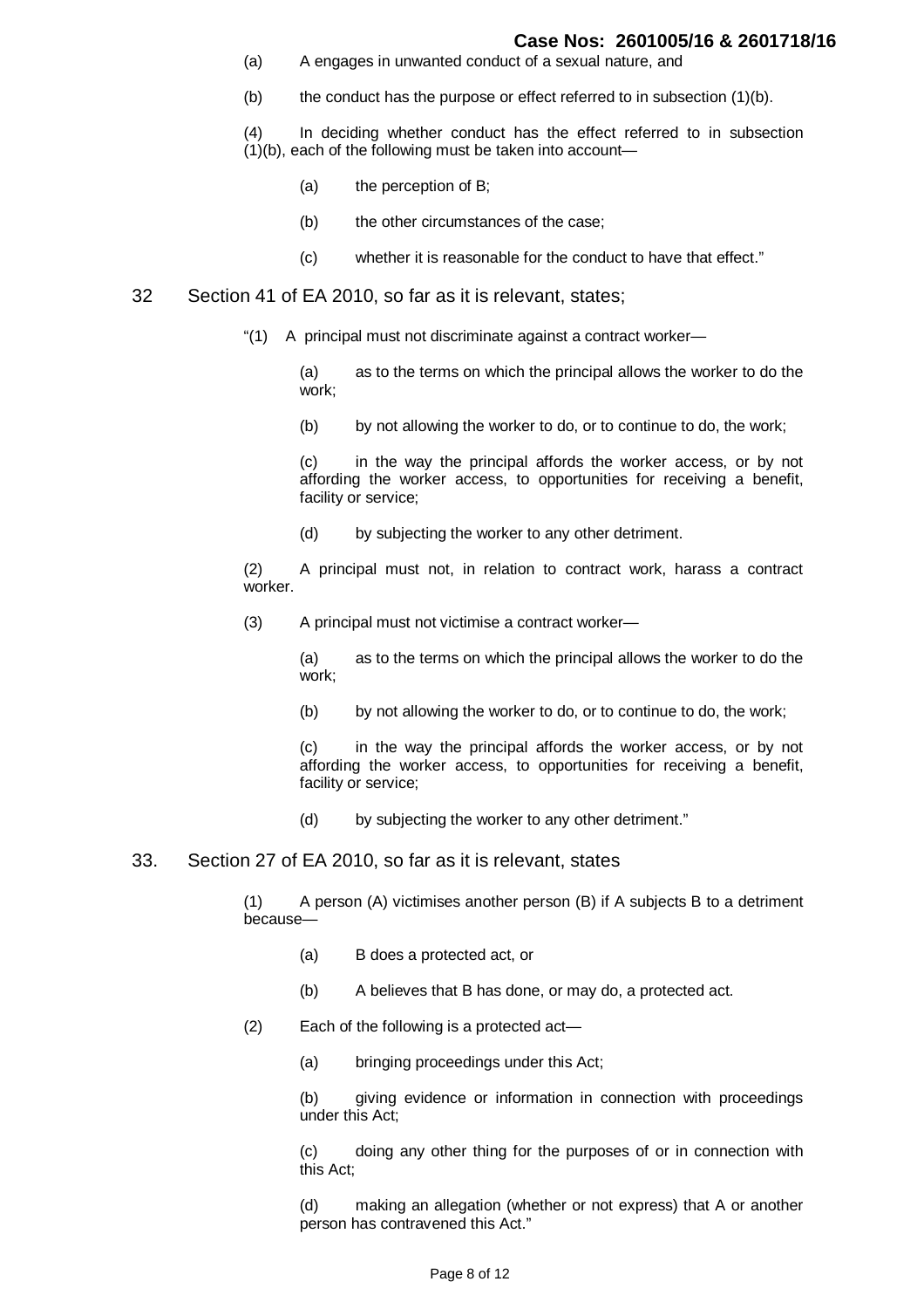(a) A engages in unwanted conduct of a sexual nature, and

(b) the conduct has the purpose or effect referred to in subsection (1)(b).

(4) In deciding whether conduct has the effect referred to in subsection (1)(b), each of the following must be taken into account—

(a) the perception of B;

(b) the other circumstances of the case;

(c) whether it is reasonable for the conduct to have that effect."

32 Section 41 of EA 2010, so far as it is relevant, states;

"(1) A principal must not discriminate against a contract worker—

(a) as to the terms on which the principal allows the worker to do the work;

(b) by not allowing the worker to do, or to continue to do, the work;

(c) in the way the principal affords the worker access, or by not affording the worker access, to opportunities for receiving a benefit, facility or service;

(d) by subjecting the worker to any other detriment.

(2) A principal must not, in relation to contract work, harass a contract worker.

(3) A principal must not victimise a contract worker—

(a) as to the terms on which the principal allows the worker to do the work;

(b) by not allowing the worker to do, or to continue to do, the work;

(c) in the way the principal affords the worker access, or by not affording the worker access, to opportunities for receiving a benefit, facility or service;

(d) by subjecting the worker to any other detriment."

33. Section 27 of EA 2010, so far as it is relevant, states

(1) A person (A) victimises another person (B) if A subjects B to a detriment because—

(a) B does a protected act, or

(b) A believes that B has done, or may do, a protected act.

(2) Each of the following is a protected act—

(a) bringing proceedings under this Act;

(b) giving evidence or information in connection with proceedings under this Act;

(c) doing any other thing for the purposes of or in connection with this Act;

(d) making an allegation (whether or not express) that A or another person has contravened this Act."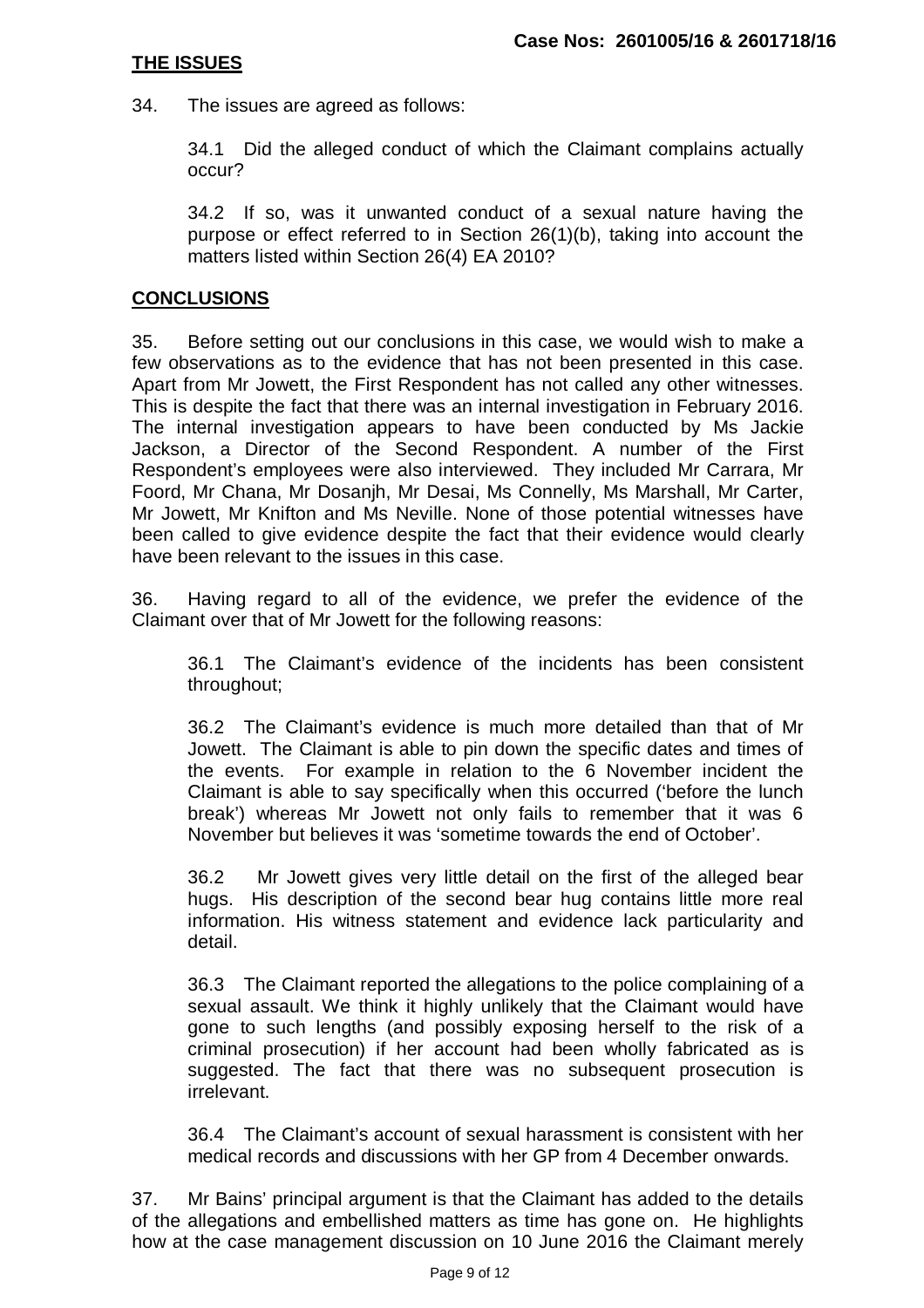## THE ISSUES

34. The issues are agreed as follows:

34.1 Did the alleged conduct of which the Claimant complains actually occur?

34.2 If so, was it unwanted conduct of a sexual nature having the purpose or effect referred to in Section 26(1)(b), taking into account the matters listed within Section 26(4) EA 2010?

## CONCLUSIONS

35. Before setting out our conclusions in this case, we would wish to make a few observations as to the evidence that has not been presented in this case. Apart from Mr Jowett, the First Respondent has not called any other witnesses. This is despite the fact that there was an internal investigation in February 2016. The internal investigation appears to have been conducted by Ms Jackie Jackson, a Director of the Second Respondent. A number of the First Respondent's employees were also interviewed. They included Mr Carrara, Mr Foord, Mr Chana, Mr Dosanjh, Mr Desai, Ms Connelly, Ms Marshall, Mr Carter, Mr Jowett, Mr Knifton and Ms Neville. None of those potential witnesses have been called to give evidence despite the fact that their evidence would clearly have been relevant to the issues in this case.

36. Having regard to all of the evidence, we prefer the evidence of the Claimant over that of Mr Jowett for the following reasons:

36.1 The Claimant's evidence of the incidents has been consistent throughout;

36.2 The Claimant's evidence is much more detailed than that of Mr Jowett. The Claimant is able to pin down the specific dates and times of the events. For example in relation to the 6 November incident the Claimant is able to say specifically when this occurred ('before the lunch break') whereas Mr Jowett not only fails to remember that it was 6 November but believes it was 'sometime towards the end of October'.

36.2 Mr Jowett gives very little detail on the first of the alleged bear hugs. His description of the second bear hug contains little more real information. His witness statement and evidence lack particularity and detail.

36.3 The Claimant reported the allegations to the police complaining of a sexual assault. We think it highly unlikely that the Claimant would have gone to such lengths (and possibly exposing herself to the risk of a criminal prosecution) if her account had been wholly fabricated as is suggested. The fact that there was no subsequent prosecution is irrelevant.

36.4 The Claimant's account of sexual harassment is consistent with her medical records and discussions with her GP from 4 December onwards.

37. Mr Bains' principal argument is that the Claimant has added to the details of the allegations and embellished matters as time has gone on. He highlights how at the case management discussion on 10 June 2016 the Claimant merely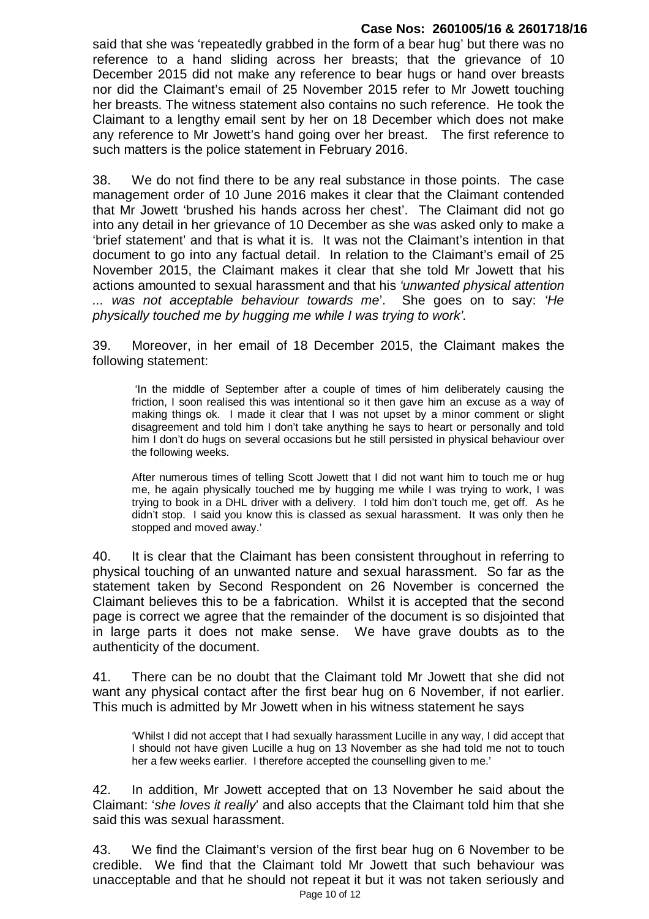said that she was 'repeatedly grabbed in the form of a bear hug' but there was no reference to a hand sliding across her breasts; that the grievance of 10 December 2015 did not make any reference to bear hugs or hand over breasts nor did the Claimant's email of 25 November 2015 refer to Mr Jowett touching her breasts. The witness statement also contains no such reference. He took the Claimant to a lengthy email sent by her on 18 December which does not make any reference to Mr Jowett's hand going over her breast. The first reference to such matters is the police statement in February 2016.

38. We do not find there to be any real substance in those points. The case management order of 10 June 2016 makes it clear that the Claimant contended that Mr Jowett 'brushed his hands across her chest'. The Claimant did not go into any detail in her grievance of 10 December as she was asked only to make a 'brief statement' and that is what it is. It was not the Claimant's intention in that document to go into any factual detail. In relation to the Claimant's email of 25 November 2015, the Claimant makes it clear that she told Mr Jowett that his actions amounted to sexual harassment and that his *'unwanted physical attention ... was not acceptable behaviour towards me*'. She goes on to say: *'He physically touched me by hugging me while I was trying to work'.*

39. Moreover, in her email of 18 December 2015, the Claimant makes the following statement:

> 'In the middle of September after a couple of times of him deliberately causing the friction, I soon realised this was intentional so it then gave him an excuse as a way of making things ok. I made it clear that I was not upset by a minor comment or slight disagreement and told him I don't take anything he says to heart or personally and told him I don't do hugs on several occasions but he still persisted in physical behaviour over the following weeks.
>
> After numerous times of telling Scott Jowett that I did not want him to touch me or hug me, he again physically touched me by hugging me while I was trying to work, I was trying to book in a DHL driver with a delivery. I told him don't touch me, get off. As he didn't stop. I said you know this is classed as sexual harassment. It was only then he stopped and moved away.'

40. It is clear that the Claimant has been consistent throughout in referring to physical touching of an unwanted nature and sexual harassment. So far as the statement taken by Second Respondent on 26 November is concerned the Claimant believes this to be a fabrication. Whilst it is accepted that the second page is correct we agree that the remainder of the document is so disjointed that in large parts it does not make sense. We have grave doubts as to the authenticity of the document.

41. There can be no doubt that the Claimant told Mr Jowett that she did not want any physical contact after the first bear hug on 6 November, if not earlier. This much is admitted by Mr Jowett when in his witness statement he says

> 'Whilst I did not accept that I had sexually harassment Lucille in any way, I did accept that I should not have given Lucille a hug on 13 November as she had told me not to touch her a few weeks earlier. I therefore accepted the counselling given to me.'

42. In addition, Mr Jowett accepted that on 13 November he said about the Claimant: '*she loves it really*' and also accepts that the Claimant told him that she said this was sexual harassment.

43. We find the Claimant's version of the first bear hug on 6 November to be credible. We find that the Claimant told Mr Jowett that such behaviour was unacceptable and that he should not repeat it but it was not taken seriously and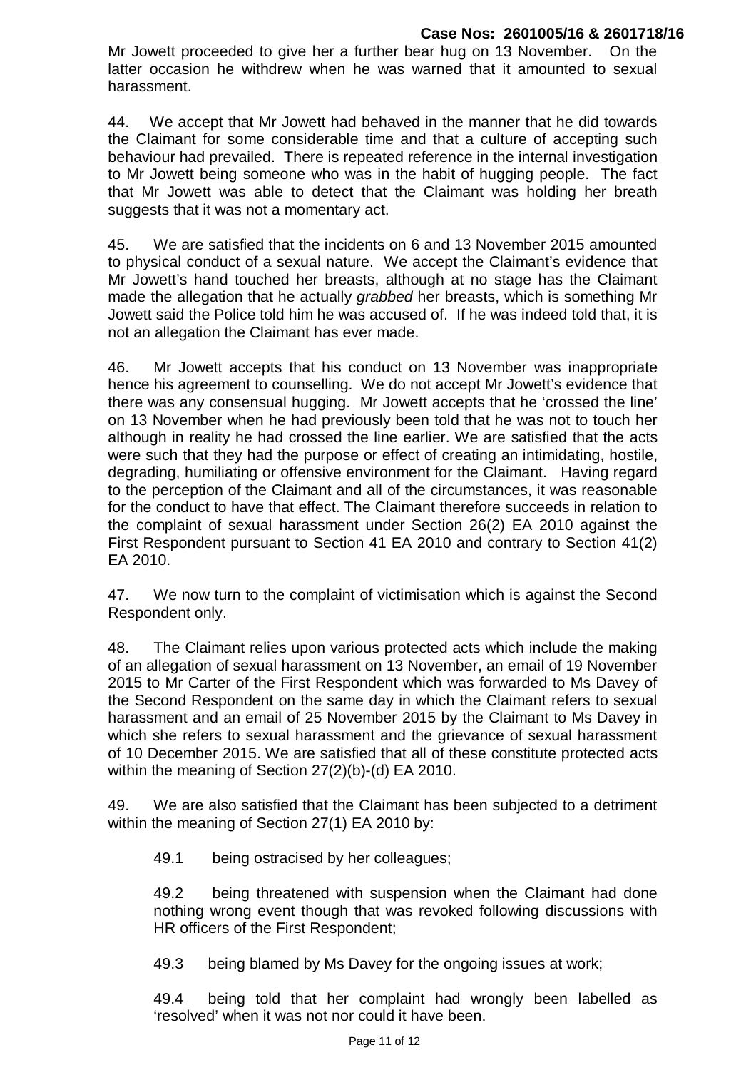Mr Jowett proceeded to give her a further bear hug on 13 November. On the latter occasion he withdrew when he was warned that it amounted to sexual harassment.

44. We accept that Mr Jowett had behaved in the manner that he did towards the Claimant for some considerable time and that a culture of accepting such behaviour had prevailed. There is repeated reference in the internal investigation to Mr Jowett being someone who was in the habit of hugging people. The fact that Mr Jowett was able to detect that the Claimant was holding her breath suggests that it was not a momentary act.

45. We are satisfied that the incidents on 6 and 13 November 2015 amounted to physical conduct of a sexual nature. We accept the Claimant's evidence that Mr Jowett's hand touched her breasts, although at no stage has the Claimant made the allegation that he actually *grabbed* her breasts, which is something Mr Jowett said the Police told him he was accused of. If he was indeed told that, it is not an allegation the Claimant has ever made.

46. Mr Jowett accepts that his conduct on 13 November was inappropriate hence his agreement to counselling. We do not accept Mr Jowett's evidence that there was any consensual hugging. Mr Jowett accepts that he 'crossed the line' on 13 November when he had previously been told that he was not to touch her although in reality he had crossed the line earlier. We are satisfied that the acts were such that they had the purpose or effect of creating an intimidating, hostile, degrading, humiliating or offensive environment for the Claimant. Having regard to the perception of the Claimant and all of the circumstances, it was reasonable for the conduct to have that effect. The Claimant therefore succeeds in relation to the complaint of sexual harassment under Section 26(2) EA 2010 against the First Respondent pursuant to Section 41 EA 2010 and contrary to Section 41(2) EA 2010.

47. We now turn to the complaint of victimisation which is against the Second Respondent only.

48. The Claimant relies upon various protected acts which include the making of an allegation of sexual harassment on 13 November, an email of 19 November 2015 to Mr Carter of the First Respondent which was forwarded to Ms Davey of the Second Respondent on the same day in which the Claimant refers to sexual harassment and an email of 25 November 2015 by the Claimant to Ms Davey in which she refers to sexual harassment and the grievance of sexual harassment of 10 December 2015. We are satisfied that all of these constitute protected acts within the meaning of Section 27(2)(b)-(d) EA 2010.

49. We are also satisfied that the Claimant has been subjected to a detriment within the meaning of Section 27(1) EA 2010 by:

49.1 being ostracised by her colleagues;

49.2 being threatened with suspension when the Claimant had done nothing wrong event though that was revoked following discussions with HR officers of the First Respondent;

49.3 being blamed by Ms Davey for the ongoing issues at work;

49.4 being told that her complaint had wrongly been labelled as 'resolved' when it was not nor could it have been.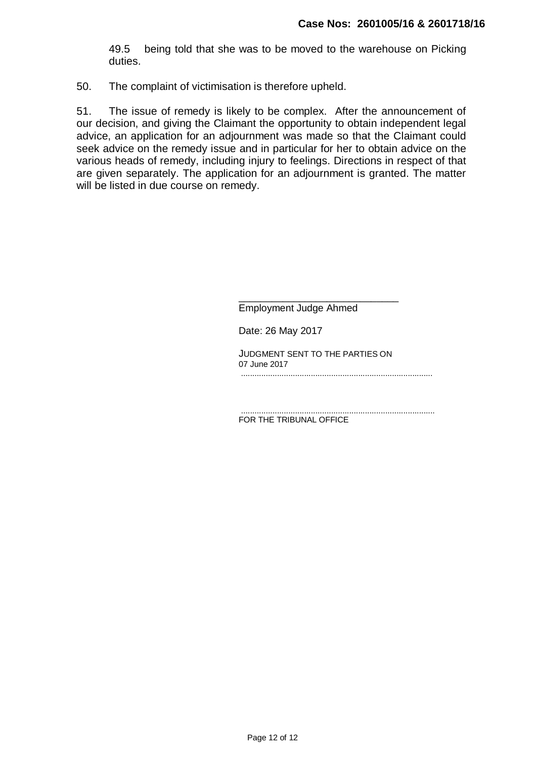49.5 being told that she was to be moved to the warehouse on Picking duties.

50. The complaint of victimisation is therefore upheld.

51. The issue of remedy is likely to be complex. After the announcement of our decision, and giving the Claimant the opportunity to obtain independent legal advice, an application for an adjournment was made so that the Claimant could seek advice on the remedy issue and in particular for her to obtain advice on the various heads of remedy, including injury to feelings. Directions in respect of that are given separately. The application for an adjournment is granted. The matter will be listed in due course on remedy.

Employment Judge Ahmed

Date: 26 May 2017

JUDGMENT SENT TO THE PARTIES ON
07 June 2017

FOR THE TRIBUNAL OFFICE